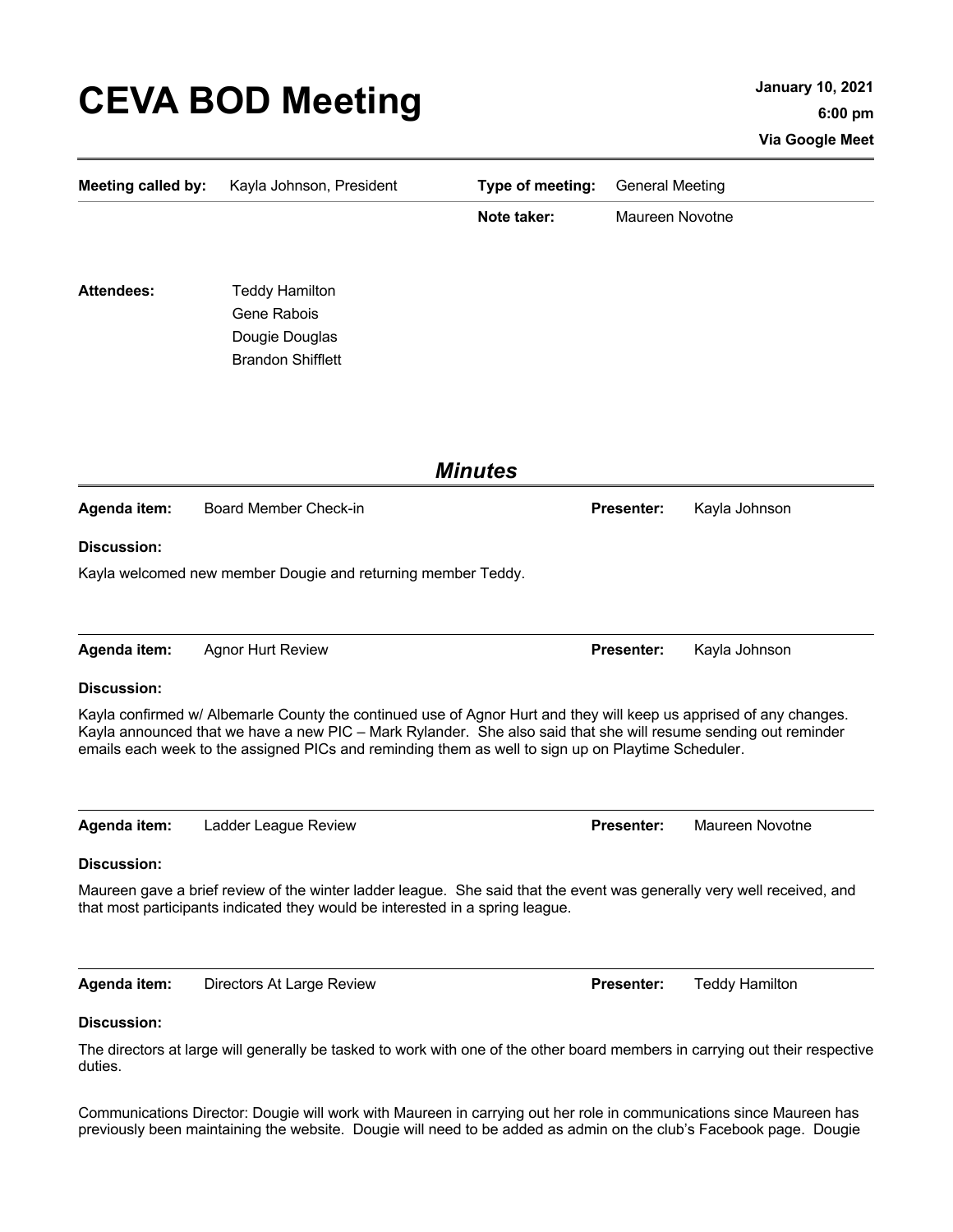# CEVA BOD Meeting

**January 10, 2021**
**6:00 pm**
**Via Google Meet**

| **Meeting called by:** | Kayla Johnson, President | **Type of meeting:** | General Meeting |
|---|---|---|---|
| | | **Note taker:** | Maureen Novotne |

**Attendees:**
Teddy Hamilton
Gene Rabois
Dougie Douglas
Brandon Shifflett

## *Minutes*

**Agenda item:** Board Member Check-in **Presenter:** Kayla Johnson

**Discussion:**

Kayla welcomed new member Dougie and returning member Teddy.

**Agenda item:** Agnor Hurt Review **Presenter:** Kayla Johnson

**Discussion:**

Kayla confirmed w/ Albemarle County the continued use of Agnor Hurt and they will keep us apprised of any changes. Kayla announced that we have a new PIC – Mark Rylander. She also said that she will resume sending out reminder emails each week to the assigned PICs and reminding them as well to sign up on Playtime Scheduler.

**Agenda item:** Ladder League Review **Presenter:** Maureen Novotne

**Discussion:**

Maureen gave a brief review of the winter ladder league. She said that the event was generally very well received, and that most participants indicated they would be interested in a spring league.

**Agenda item:** Directors At Large Review **Presenter:** Teddy Hamilton

**Discussion:**

The directors at large will generally be tasked to work with one of the other board members in carrying out their respective duties.

Communications Director: Dougie will work with Maureen in carrying out her role in communications since Maureen has previously been maintaining the website. Dougie will need to be added as admin on the club's Facebook page. Dougie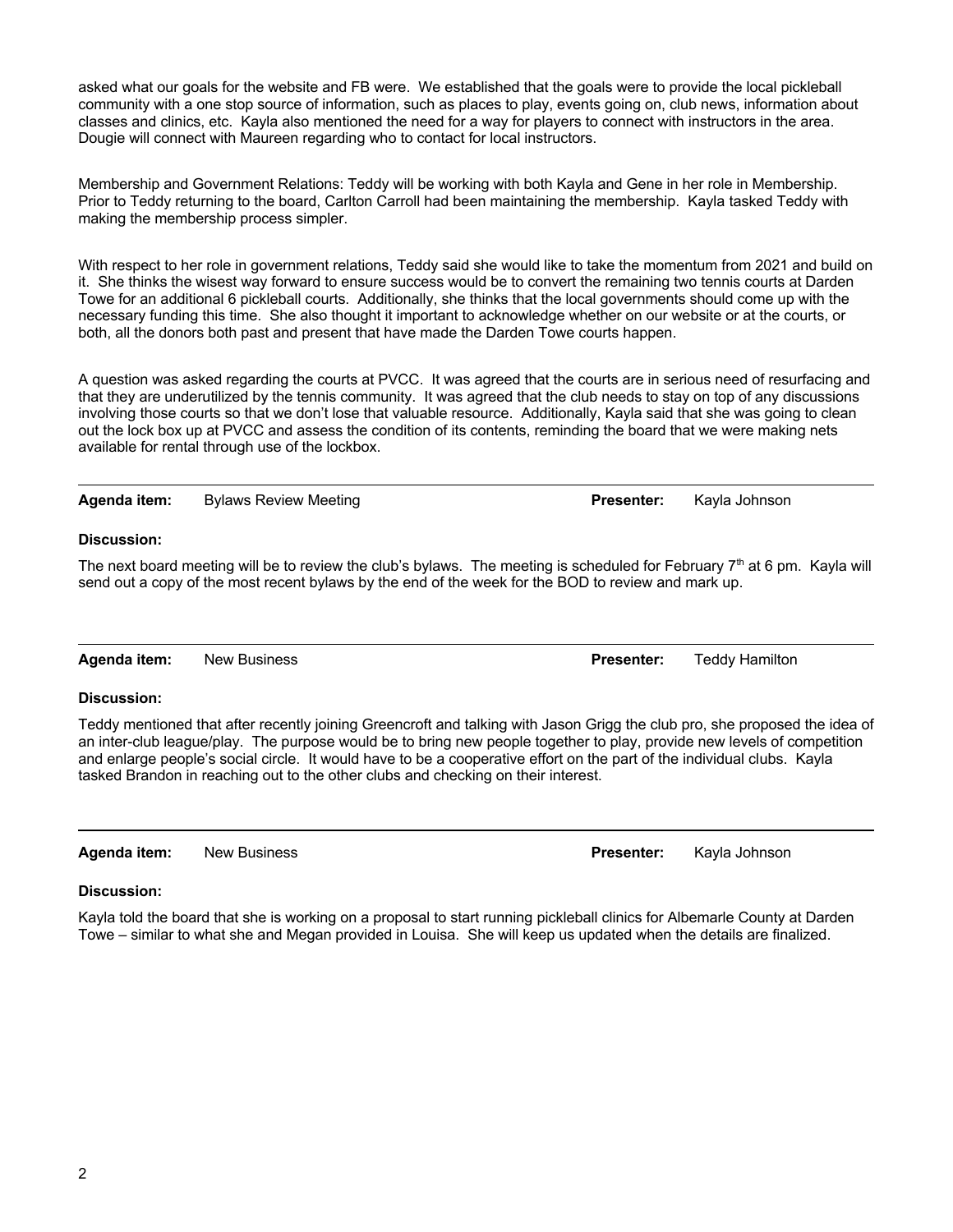asked what our goals for the website and FB were. We established that the goals were to provide the local pickleball community with a one stop source of information, such as places to play, events going on, club news, information about classes and clinics, etc. Kayla also mentioned the need for a way for players to connect with instructors in the area. Dougie will connect with Maureen regarding who to contact for local instructors.

Membership and Government Relations: Teddy will be working with both Kayla and Gene in her role in Membership. Prior to Teddy returning to the board, Carlton Carroll had been maintaining the membership. Kayla tasked Teddy with making the membership process simpler.

With respect to her role in government relations, Teddy said she would like to take the momentum from 2021 and build on it. She thinks the wisest way forward to ensure success would be to convert the remaining two tennis courts at Darden Towe for an additional 6 pickleball courts. Additionally, she thinks that the local governments should come up with the necessary funding this time. She also thought it important to acknowledge whether on our website or at the courts, or both, all the donors both past and present that have made the Darden Towe courts happen.

A question was asked regarding the courts at PVCC. It was agreed that the courts are in serious need of resurfacing and that they are underutilized by the tennis community. It was agreed that the club needs to stay on top of any discussions involving those courts so that we don't lose that valuable resource. Additionally, Kayla said that she was going to clean out the lock box up at PVCC and assess the condition of its contents, reminding the board that we were making nets available for rental through use of the lockbox.

---

**Agenda item:** Bylaws Review Meeting **Presenter:** Kayla Johnson

**Discussion:**

The next board meeting will be to review the club's bylaws. The meeting is scheduled for February 7th at 6 pm. Kayla will send out a copy of the most recent bylaws by the end of the week for the BOD to review and mark up.

---

**Agenda item:** New Business **Presenter:** Teddy Hamilton

**Discussion:**

Teddy mentioned that after recently joining Greencroft and talking with Jason Grigg the club pro, she proposed the idea of an inter-club league/play. The purpose would be to bring new people together to play, provide new levels of competition and enlarge people's social circle. It would have to be a cooperative effort on the part of the individual clubs. Kayla tasked Brandon in reaching out to the other clubs and checking on their interest.

---

**Agenda item:** New Business **Presenter:** Kayla Johnson

**Discussion:**

Kayla told the board that she is working on a proposal to start running pickleball clinics for Albemarle County at Darden Towe – similar to what she and Megan provided in Louisa. She will keep us updated when the details are finalized.